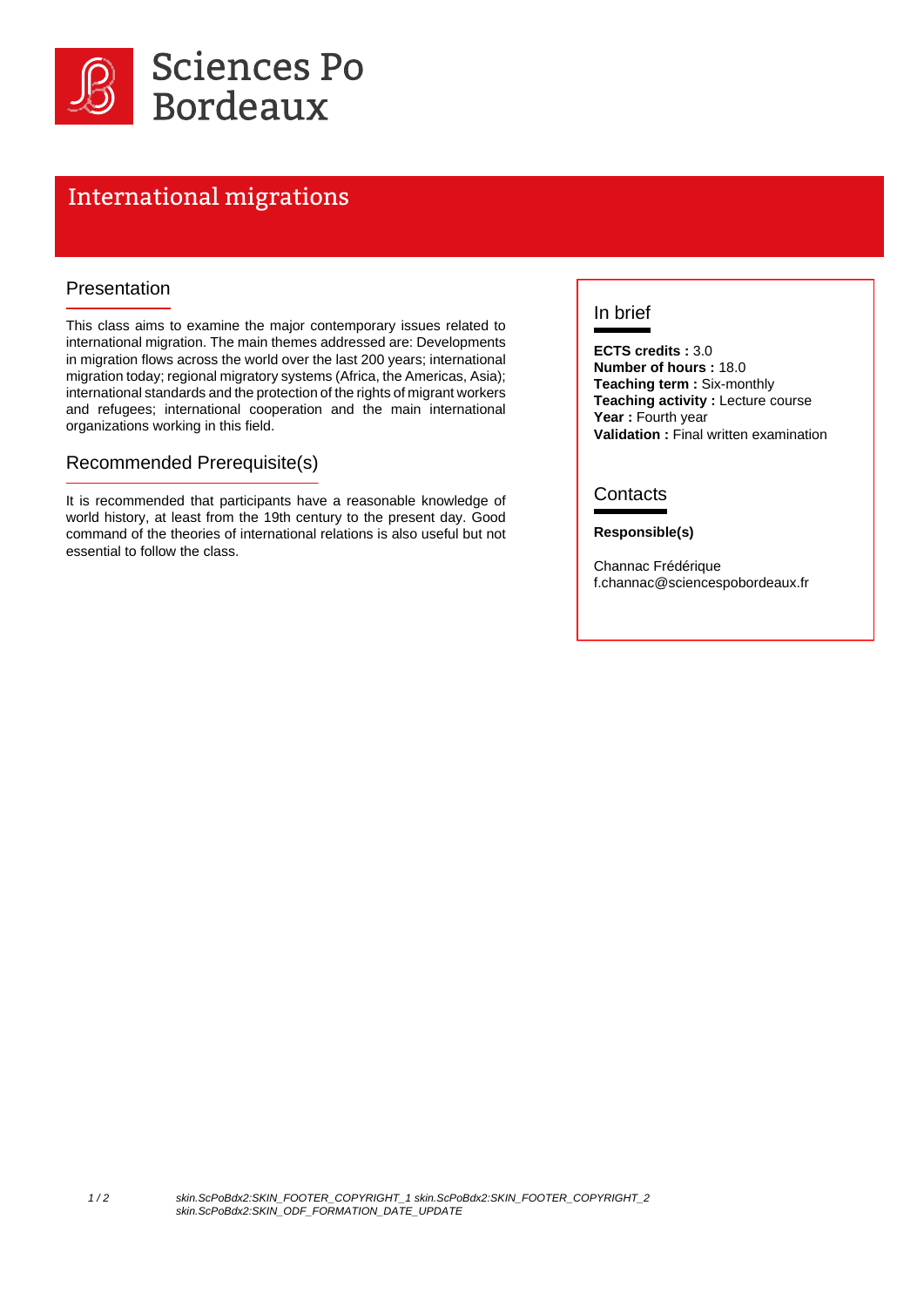Sciences Po Bordeaux

# International migrations

## Presentation

This class aims to examine the major contemporary issues related to international migration. The main themes addressed are: Developments in migration flows across the world over the last 200 years; international migration today; regional migratory systems (Africa, the Americas, Asia); international standards and the protection of the rights of migrant workers and refugees; international cooperation and the main international organizations working in this field.

## Recommended Prerequisite(s)

It is recommended that participants have a reasonable knowledge of world history, at least from the 19th century to the present day. Good command of the theories of international relations is also useful but not essential to follow the class.

## In brief

**ECTS credits :** 3.0
**Number of hours :** 18.0
**Teaching term :** Six-monthly
**Teaching activity :** Lecture course
**Year :** Fourth year
**Validation :** Final written examination

## Contacts

**Responsible(s)**

Channac Frédérique
f.channac@sciencespobordeaux.fr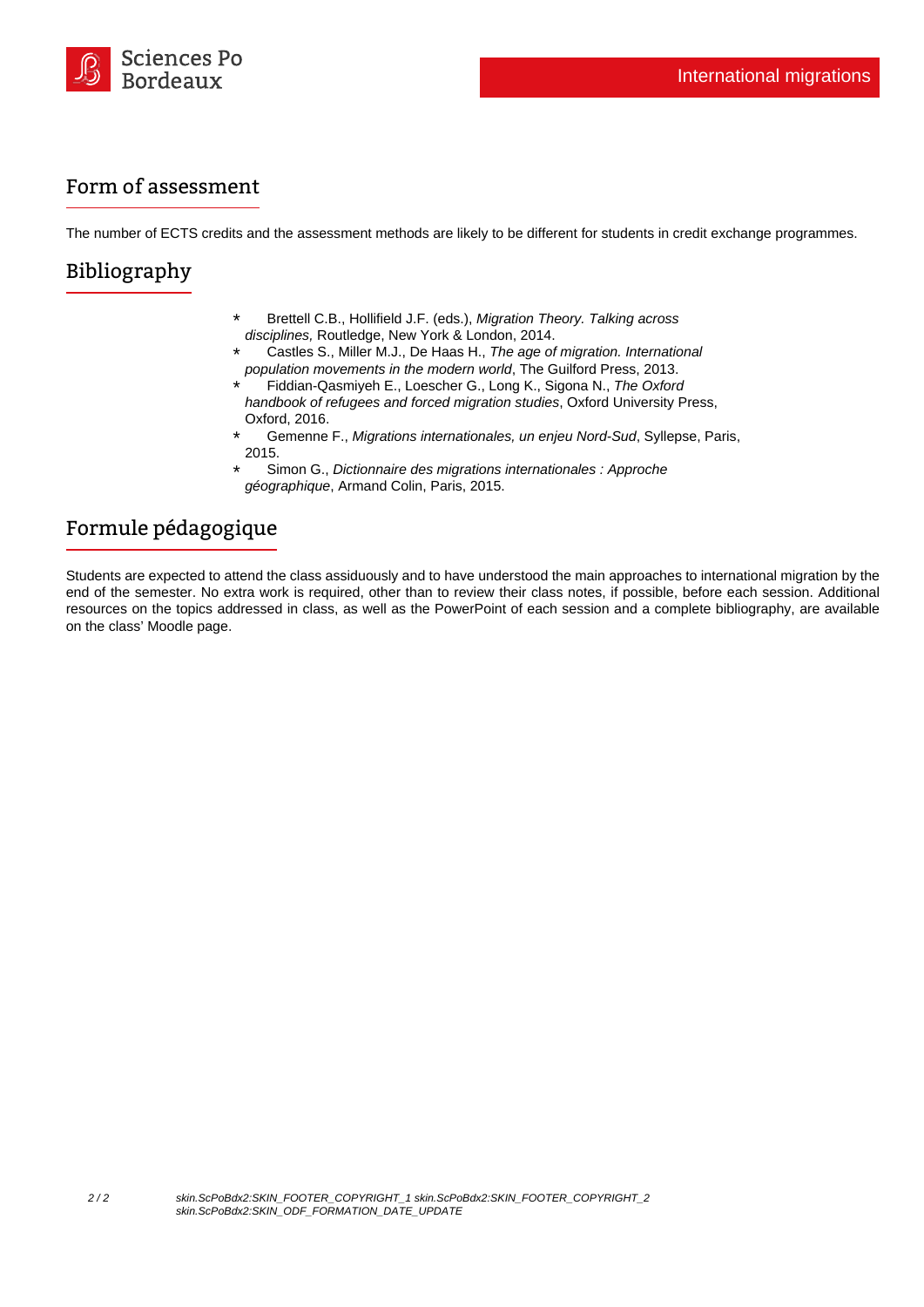## Form of assessment

The number of ECTS credits and the assessment methods are likely to be different for students in credit exchange programmes.

## Bibliography

- Brettell C.B., Hollifield J.F. (eds.), *Migration Theory. Talking across disciplines,* Routledge, New York & London, 2014.
- Castles S., Miller M.J., De Haas H., *The age of migration. International population movements in the modern world*, The Guilford Press, 2013.
- Fiddian-Qasmiyeh E., Loescher G., Long K., Sigona N., *The Oxford handbook of refugees and forced migration studies*, Oxford University Press, Oxford, 2016.
- Gemenne F., *Migrations internationales, un enjeu Nord-Sud*, Syllepse, Paris, 2015.
- Simon G., *Dictionnaire des migrations internationales : Approche géographique*, Armand Colin, Paris, 2015.

## Formule pédagogique

Students are expected to attend the class assiduously and to have understood the main approaches to international migration by the end of the semester. No extra work is required, other than to review their class notes, if possible, before each session. Additional resources on the topics addressed in class, as well as the PowerPoint of each session and a complete bibliography, are available on the class' Moodle page.